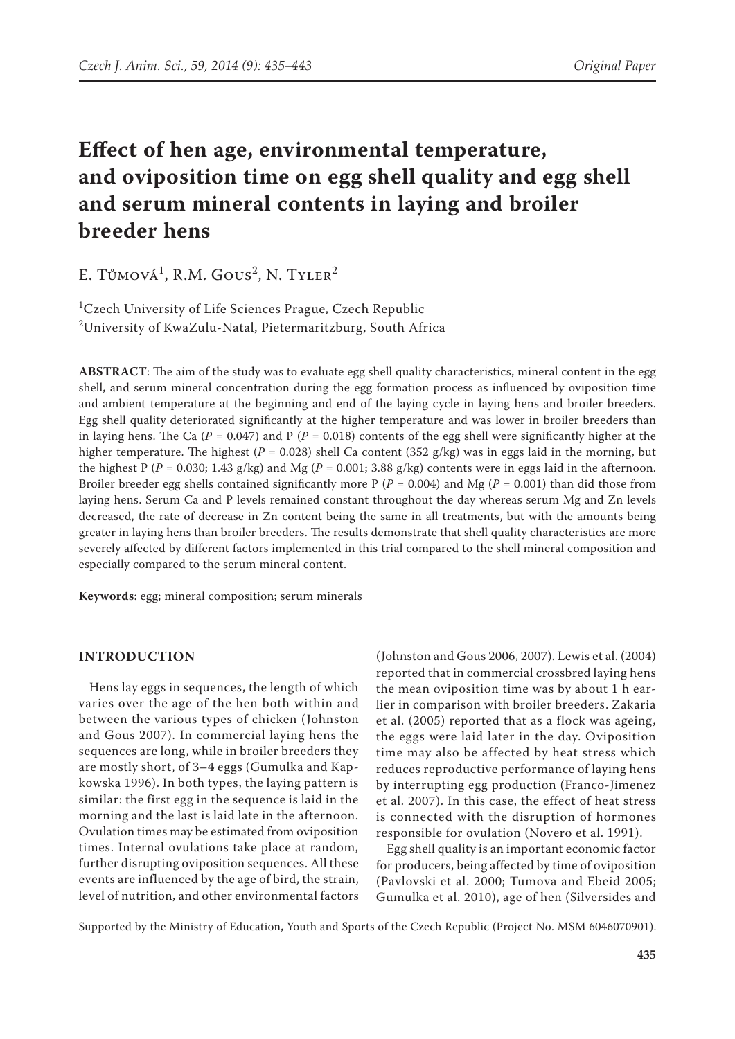# Effect of hen age, environmental temperature, and oviposition time on egg shell quality and egg shell and serum mineral contents in laying and broiler breeder hens

E. Tůmová[1], R.M. Gous[2], N. Tyler[2]

[1]Czech University of Life Sciences Prague, Czech Republic

[2]University of KwaZulu-Natal, Pietermaritzburg, South Africa

**ABSTRACT**: The aim of the study was to evaluate egg shell quality characteristics, mineral content in the egg shell, and serum mineral concentration during the egg formation process as influenced by oviposition time and ambient temperature at the beginning and end of the laying cycle in laying hens and broiler breeders. Egg shell quality deteriorated significantly at the higher temperature and was lower in broiler breeders than in laying hens. The Ca ($P$ = 0.047) and P ($P$ = 0.018) contents of the egg shell were significantly higher at the higher temperature. The highest ($P$ = 0.028) shell Ca content (352 g/kg) was in eggs laid in the morning, but the highest P ($P$ = 0.030; 1.43 g/kg) and Mg ($P$ = 0.001; 3.88 g/kg) contents were in eggs laid in the afternoon. Broiler breeder egg shells contained significantly more P ($P$ = 0.004) and Mg ($P$ = 0.001) than did those from laying hens. Serum Ca and P levels remained constant throughout the day whereas serum Mg and Zn levels decreased, the rate of decrease in Zn content being the same in all treatments, but with the amounts being greater in laying hens than broiler breeders. The results demonstrate that shell quality characteristics are more severely affected by different factors implemented in this trial compared to the shell mineral composition and especially compared to the serum mineral content.

**Keywords**: egg; mineral composition; serum minerals

## INTRODUCTION

Hens lay eggs in sequences, the length of which varies over the age of the hen both within and between the various types of chicken (Johnston and Gous 2007). In commercial laying hens the sequences are long, while in broiler breeders they are mostly short, of 3–4 eggs (Gumulka and Kapkowska 1996). In both types, the laying pattern is similar: the first egg in the sequence is laid in the morning and the last is laid late in the afternoon. Ovulation times may be estimated from oviposition times. Internal ovulations take place at random, further disrupting oviposition sequences. All these events are influenced by the age of bird, the strain, level of nutrition, and other environmental factors (Johnston and Gous 2006, 2007). Lewis et al. (2004) reported that in commercial crossbred laying hens the mean oviposition time was by about 1 h earlier in comparison with broiler breeders. Zakaria et al. (2005) reported that as a flock was ageing, the eggs were laid later in the day. Oviposition time may also be affected by heat stress which reduces reproductive performance of laying hens by interrupting egg production (Franco-Jimenez et al. 2007). In this case, the effect of heat stress is connected with the disruption of hormones responsible for ovulation (Novero et al. 1991).

Egg shell quality is an important economic factor for producers, being affected by time of oviposition (Pavlovski et al. 2000; Tumova and Ebeid 2005; Gumulka et al. 2010), age of hen (Silversides and

Supported by the Ministry of Education, Youth and Sports of the Czech Republic (Project No. MSM 6046070901).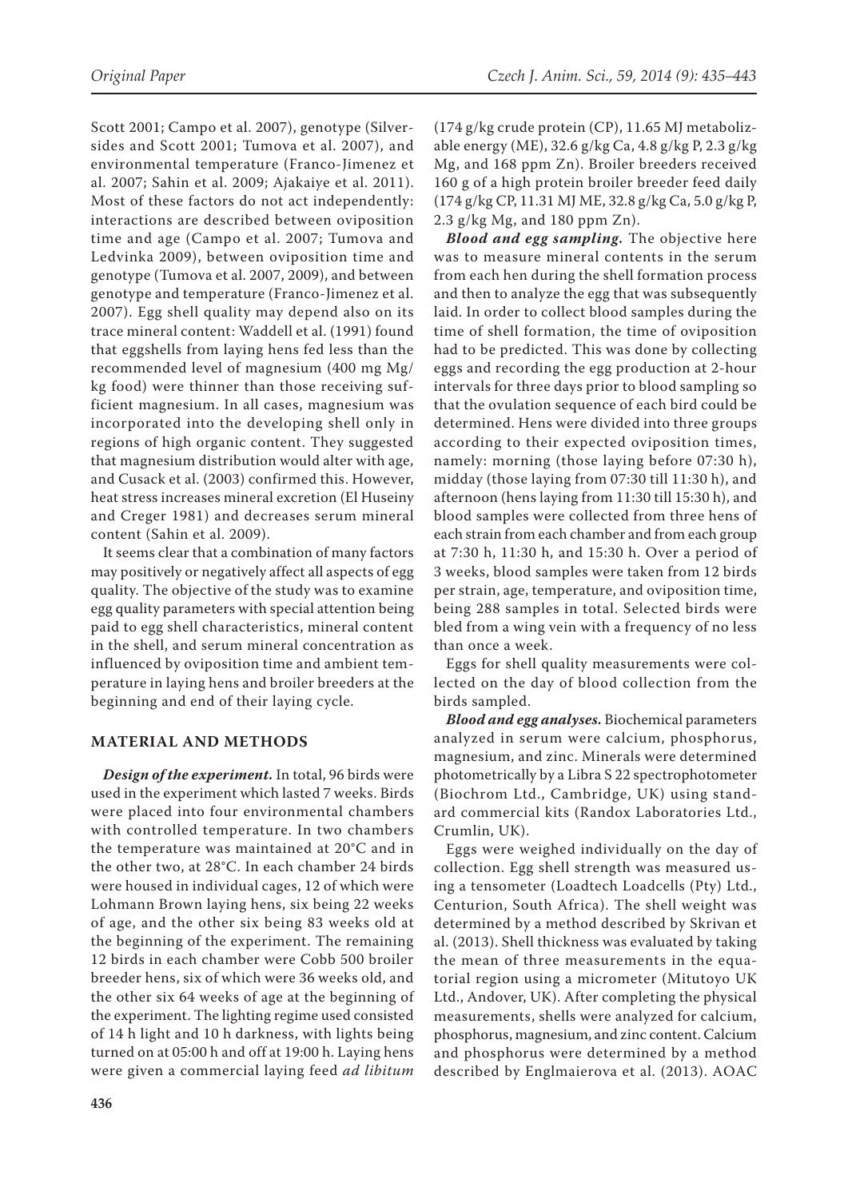Scott 2001; Campo et al. 2007), genotype (Silversides and Scott 2001; Tumova et al. 2007), and environmental temperature (Franco-Jimenez et al. 2007; Sahin et al. 2009; Ajakaiye et al. 2011). Most of these factors do not act independently: interactions are described between oviposition time and age (Campo et al. 2007; Tumova and Ledvinka 2009), between oviposition time and genotype (Tumova et al. 2007, 2009), and between genotype and temperature (Franco-Jimenez et al. 2007). Egg shell quality may depend also on its trace mineral content: Waddell et al. (1991) found that eggshells from laying hens fed less than the recommended level of magnesium (400 mg Mg/kg food) were thinner than those receiving sufficient magnesium. In all cases, magnesium was incorporated into the developing shell only in regions of high organic content. They suggested that magnesium distribution would alter with age, and Cusack et al. (2003) confirmed this. However, heat stress increases mineral excretion (El Huseiny and Creger 1981) and decreases serum mineral content (Sahin et al. 2009).

It seems clear that a combination of many factors may positively or negatively affect all aspects of egg quality. The objective of the study was to examine egg quality parameters with special attention being paid to egg shell characteristics, mineral content in the shell, and serum mineral concentration as influenced by oviposition time and ambient temperature in laying hens and broiler breeders at the beginning and end of their laying cycle.

## MATERIAL AND METHODS

***Design of the experiment.*** In total, 96 birds were used in the experiment which lasted 7 weeks. Birds were placed into four environmental chambers with controlled temperature. In two chambers the temperature was maintained at 20°C and in the other two, at 28°C. In each chamber 24 birds were housed in individual cages, 12 of which were Lohmann Brown laying hens, six being 22 weeks of age, and the other six being 83 weeks old at the beginning of the experiment. The remaining 12 birds in each chamber were Cobb 500 broiler breeder hens, six of which were 36 weeks old, and the other six 64 weeks of age at the beginning of the experiment. The lighting regime used consisted of 14 h light and 10 h darkness, with lights being turned on at 05:00 h and off at 19:00 h. Laying hens were given a commercial laying feed *ad libitum* (174 g/kg crude protein (CP), 11.65 MJ metabolizable energy (ME), 32.6 g/kg Ca, 4.8 g/kg P, 2.3 g/kg Mg, and 168 ppm Zn). Broiler breeders received 160 g of a high protein broiler breeder feed daily (174 g/kg CP, 11.31 MJ ME, 32.8 g/kg Ca, 5.0 g/kg P, 2.3 g/kg Mg, and 180 ppm Zn).

***Blood and egg sampling.*** The objective here was to measure mineral contents in the serum from each hen during the shell formation process and then to analyze the egg that was subsequently laid. In order to collect blood samples during the time of shell formation, the time of oviposition had to be predicted. This was done by collecting eggs and recording the egg production at 2-hour intervals for three days prior to blood sampling so that the ovulation sequence of each bird could be determined. Hens were divided into three groups according to their expected oviposition times, namely: morning (those laying before 07:30 h), midday (those laying from 07:30 till 11:30 h), and afternoon (hens laying from 11:30 till 15:30 h), and blood samples were collected from three hens of each strain from each chamber and from each group at 7:30 h, 11:30 h, and 15:30 h. Over a period of 3 weeks, blood samples were taken from 12 birds per strain, age, temperature, and oviposition time, being 288 samples in total. Selected birds were bled from a wing vein with a frequency of no less than once a week.

Eggs for shell quality measurements were collected on the day of blood collection from the birds sampled.

***Blood and egg analyses.*** Biochemical parameters analyzed in serum were calcium, phosphorus, magnesium, and zinc. Minerals were determined photometrically by a Libra S 22 spectrophotometer (Biochrom Ltd., Cambridge, UK) using standard commercial kits (Randox Laboratories Ltd., Crumlin, UK).

Eggs were weighed individually on the day of collection. Egg shell strength was measured using a tensometer (Loadtech Loadcells (Pty) Ltd., Centurion, South Africa). The shell weight was determined by a method described by Skrivan et al. (2013). Shell thickness was evaluated by taking the mean of three measurements in the equatorial region using a micrometer (Mitutoyo UK Ltd., Andover, UK). After completing the physical measurements, shells were analyzed for calcium, phosphorus, magnesium, and zinc content. Calcium and phosphorus were determined by a method described by Englmaierova et al. (2013). AOAC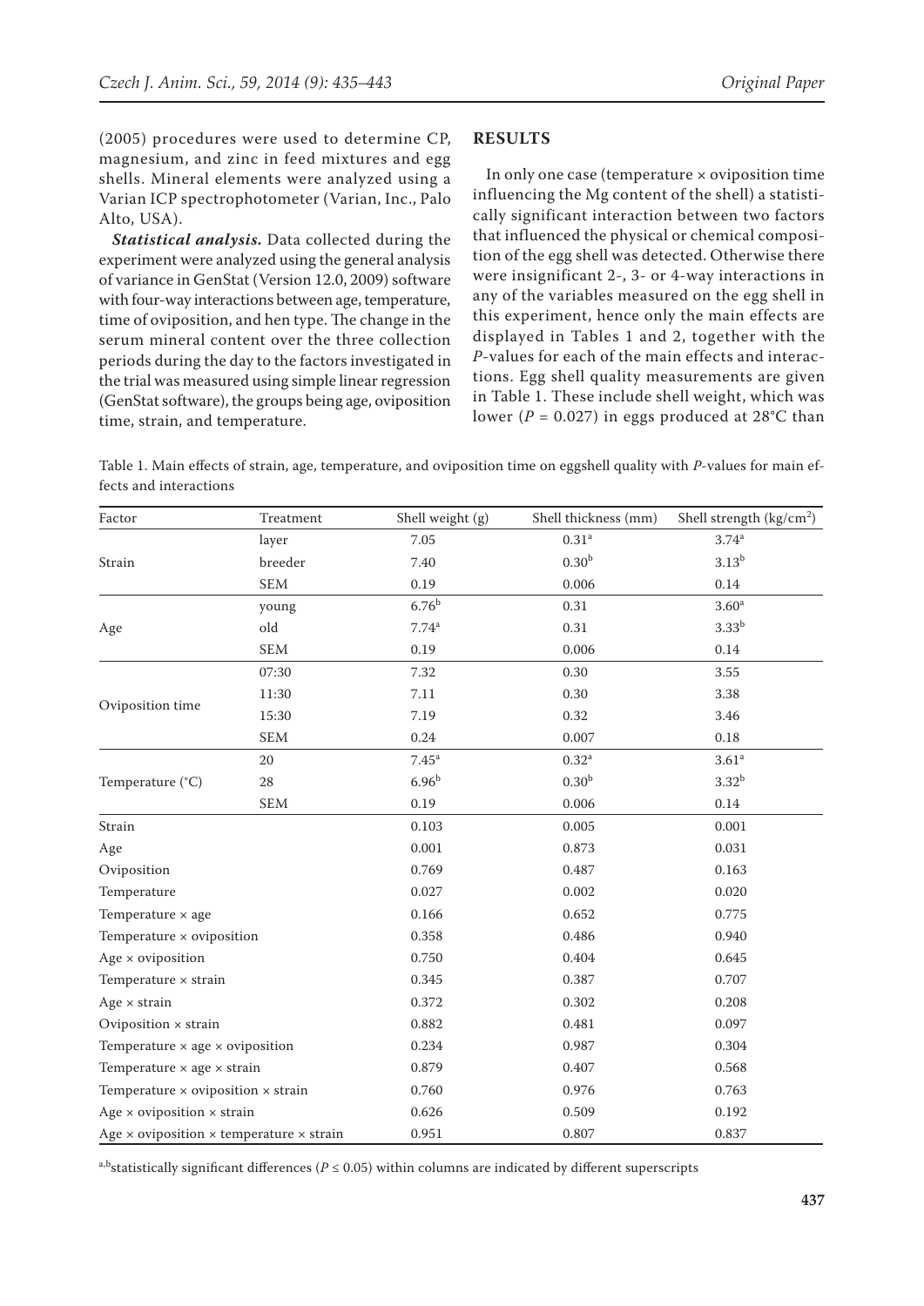(2005) procedures were used to determine CP, magnesium, and zinc in feed mixtures and egg shells. Mineral elements were analyzed using a Varian ICP spectrophotometer (Varian, Inc., Palo Alto, USA).

***Statistical analysis.*** Data collected during the experiment were analyzed using the general analysis of variance in GenStat (Version 12.0, 2009) software with four-way interactions between age, temperature, time of oviposition, and hen type. The change in the serum mineral content over the three collection periods during the day to the factors investigated in the trial was measured using simple linear regression (GenStat software), the groups being age, oviposition time, strain, and temperature.

## RESULTS

In only one case (temperature × oviposition time influencing the Mg content of the shell) a statistically significant interaction between two factors that influenced the physical or chemical composition of the egg shell was detected. Otherwise there were insignificant 2-, 3- or 4-way interactions in any of the variables measured on the egg shell in this experiment, hence only the main effects are displayed in Tables 1 and 2, together with the *P*-values for each of the main effects and interactions. Egg shell quality measurements are given in Table 1. These include shell weight, which was lower ($P = 0.027$) in eggs produced at 28°C than

Table 1. Main effects of strain, age, temperature, and oviposition time on eggshell quality with *P*-values for main effects and interactions

| Factor | Treatment | Shell weight (g) | Shell thickness (mm) | Shell strength (kg/cm$^2$) |
|---|---|---|---|---|
| Strain | layer | 7.05 | 0.31$^a$ | 3.74$^a$ |
| | breeder | 7.40 | 0.30$^b$ | 3.13$^b$ |
| | SEM | 0.19 | 0.006 | 0.14 |
| Age | young | 6.76$^b$ | 0.31 | 3.60$^a$ |
| | old | 7.74$^a$ | 0.31 | 3.33$^b$ |
| | SEM | 0.19 | 0.006 | 0.14 |
| Oviposition time | 07:30 | 7.32 | 0.30 | 3.55 |
| | 11:30 | 7.11 | 0.30 | 3.38 |
| | 15:30 | 7.19 | 0.32 | 3.46 |
| | SEM | 0.24 | 0.007 | 0.18 |
| Temperature (°C) | 20 | 7.45$^a$ | 0.32$^a$ | 3.61$^a$ |
| | 28 | 6.96$^b$ | 0.30$^b$ | 3.32$^b$ |
| | SEM | 0.19 | 0.006 | 0.14 |
| Strain | | 0.103 | 0.005 | 0.001 |
| Age | | 0.001 | 0.873 | 0.031 |
| Oviposition | | 0.769 | 0.487 | 0.163 |
| Temperature | | 0.027 | 0.002 | 0.020 |
| Temperature × age | | 0.166 | 0.652 | 0.775 |
| Temperature × oviposition | | 0.358 | 0.486 | 0.940 |
| Age × oviposition | | 0.750 | 0.404 | 0.645 |
| Temperature × strain | | 0.345 | 0.387 | 0.707 |
| Age × strain | | 0.372 | 0.302 | 0.208 |
| Oviposition × strain | | 0.882 | 0.481 | 0.097 |
| Temperature × age × oviposition | | 0.234 | 0.987 | 0.304 |
| Temperature × age × strain | | 0.879 | 0.407 | 0.568 |
| Temperature × oviposition × strain | | 0.760 | 0.976 | 0.763 |
| Age × oviposition × strain | | 0.626 | 0.509 | 0.192 |
| Age × oviposition × temperature × strain | | 0.951 | 0.807 | 0.837 |

[a,b]statistically significant differences ($P \leq 0.05$) within columns are indicated by different superscripts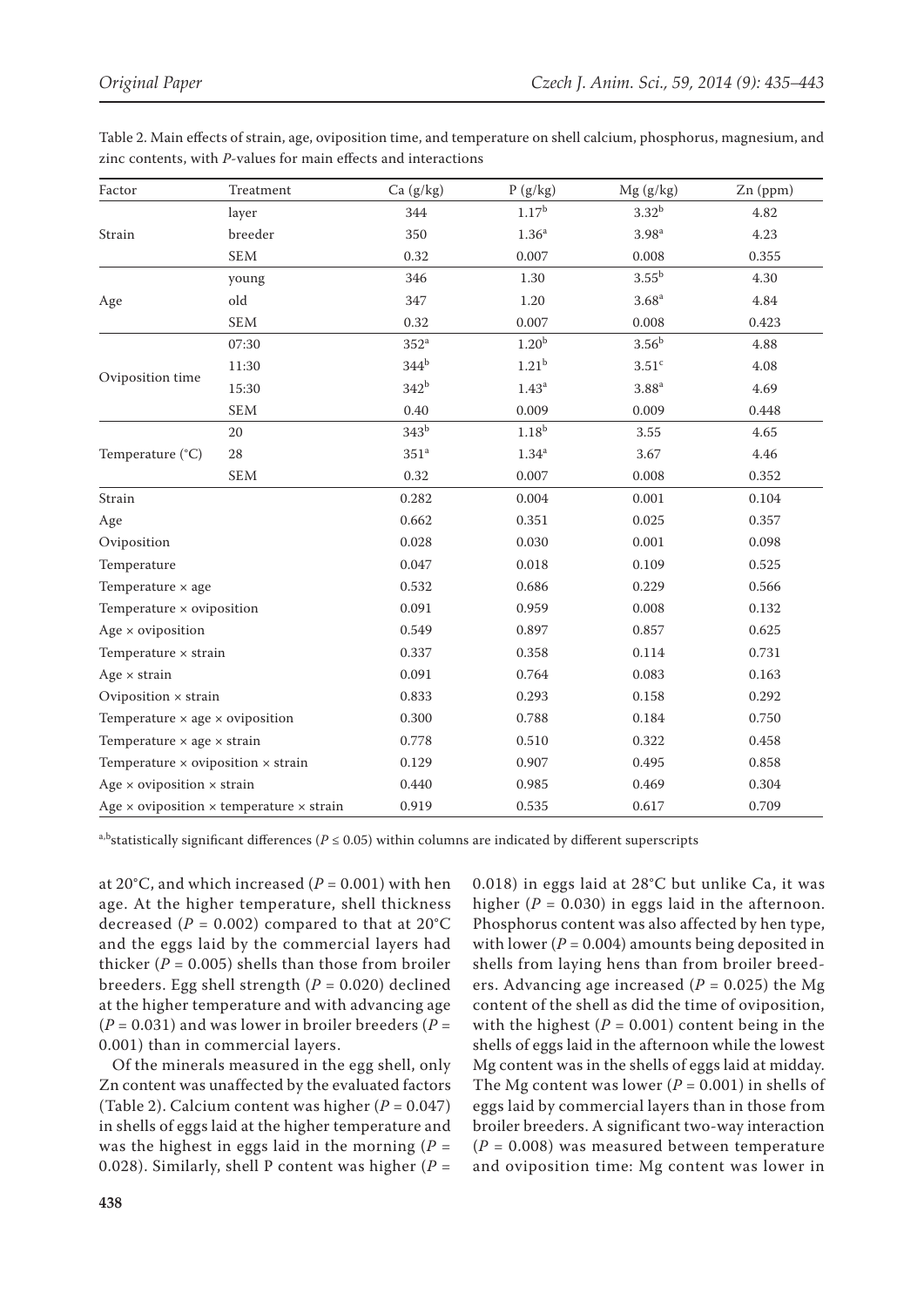Table 2. Main effects of strain, age, oviposition time, and temperature on shell calcium, phosphorus, magnesium, and zinc contents, with *P*-values for main effects and interactions

| Factor | Treatment | Ca (g/kg) | P (g/kg) | Mg (g/kg) | Zn (ppm) |
|---|---|---|---|---|---|
| Strain | layer | 344 | $1.17^{b}$ | $3.32^{b}$ | 4.82 |
| | breeder | 350 | $1.36^{a}$ | $3.98^{a}$ | 4.23 |
| | SEM | 0.32 | 0.007 | 0.008 | 0.355 |
| Age | young | 346 | 1.30 | $3.55^{b}$ | 4.30 |
| | old | 347 | 1.20 | $3.68^{a}$ | 4.84 |
| | SEM | 0.32 | 0.007 | 0.008 | 0.423 |
| Oviposition time | 07:30 | $352^{a}$ | $1.20^{b}$ | $3.56^{b}$ | 4.88 |
| | 11:30 | $344^{b}$ | $1.21^{b}$ | $3.51^{c}$ | 4.08 |
| | 15:30 | $342^{b}$ | $1.43^{a}$ | $3.88^{a}$ | 4.69 |
| | SEM | 0.40 | 0.009 | 0.009 | 0.448 |
| Temperature (°C) | 20 | $343^{b}$ | $1.18^{b}$ | 3.55 | 4.65 |
| | 28 | $351^{a}$ | $1.34^{a}$ | 3.67 | 4.46 |
| | SEM | 0.32 | 0.007 | 0.008 | 0.352 |
| Strain | | 0.282 | 0.004 | 0.001 | 0.104 |
| Age | | 0.662 | 0.351 | 0.025 | 0.357 |
| Oviposition | | 0.028 | 0.030 | 0.001 | 0.098 |
| Temperature | | 0.047 | 0.018 | 0.109 | 0.525 |
| Temperature × age | | 0.532 | 0.686 | 0.229 | 0.566 |
| Temperature × oviposition | | 0.091 | 0.959 | 0.008 | 0.132 |
| Age × oviposition | | 0.549 | 0.897 | 0.857 | 0.625 |
| Temperature × strain | | 0.337 | 0.358 | 0.114 | 0.731 |
| Age × strain | | 0.091 | 0.764 | 0.083 | 0.163 |
| Oviposition × strain | | 0.833 | 0.293 | 0.158 | 0.292 |
| Temperature × age × oviposition | | 0.300 | 0.788 | 0.184 | 0.750 |
| Temperature × age × strain | | 0.778 | 0.510 | 0.322 | 0.458 |
| Temperature × oviposition × strain | | 0.129 | 0.907 | 0.495 | 0.858 |
| Age × oviposition × strain | | 0.440 | 0.985 | 0.469 | 0.304 |
| Age × oviposition × temperature × strain | | 0.919 | 0.535 | 0.617 | 0.709 |

[a,b]statistically significant differences ($P \leq 0.05$) within columns are indicated by different superscripts

at 20°C, and which increased ($P = 0.001$) with hen age. At the higher temperature, shell thickness decreased ($P = 0.002$) compared to that at 20°C and the eggs laid by the commercial layers had thicker ($P = 0.005$) shells than those from broiler breeders. Egg shell strength ($P = 0.020$) declined at the higher temperature and with advancing age ($P = 0.031$) and was lower in broiler breeders ($P = 0.001$) than in commercial layers.

Of the minerals measured in the egg shell, only Zn content was unaffected by the evaluated factors (Table 2). Calcium content was higher ($P = 0.047$) in shells of eggs laid at the higher temperature and was the highest in eggs laid in the morning ($P = 0.028$). Similarly, shell P content was higher ($P = 0.018$) in eggs laid at 28°C but unlike Ca, it was higher ($P = 0.030$) in eggs laid in the afternoon. Phosphorus content was also affected by hen type, with lower ($P = 0.004$) amounts being deposited in shells from laying hens than from broiler breeders. Advancing age increased ($P = 0.025$) the Mg content of the shell as did the time of oviposition, with the highest ($P = 0.001$) content being in the shells of eggs laid in the afternoon while the lowest Mg content was in the shells of eggs laid at midday. The Mg content was lower ($P = 0.001$) in shells of eggs laid by commercial layers than in those from broiler breeders. A significant two-way interaction ($P = 0.008$) was measured between temperature and oviposition time: Mg content was lower in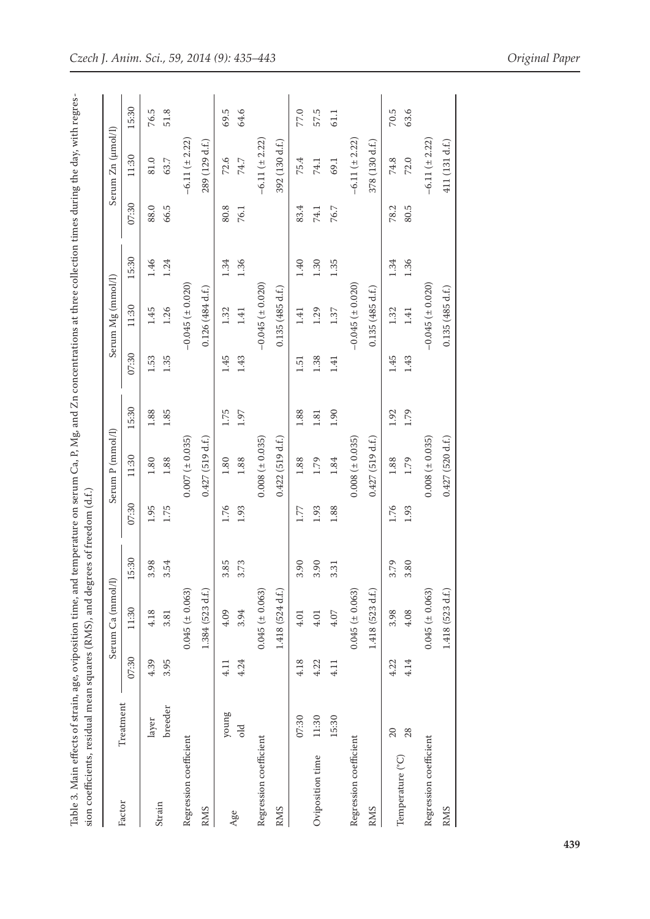Table 3. Main effects of strain, age, oviposition time, and temperature on serum Ca, P, Mg, and Zn concentrations at three collection times during the day, with regression coefficients, residual mean squares (RMS), and degrees of freedom (d.f.)

| Factor | Treatment | Serum Ca (mmol/l) | | | Serum P (mmol/l) | | | Serum Mg (mmol/l) | | | Serum Zn (µmol/l) | | |
|---|---|---|---|---|---|---|---|---|---|---|---|---|---|
| | | 07:30 | 11:30 | 15:30 | 07:30 | 11:30 | 15:30 | 07:30 | 11:30 | 15:30 | 07:30 | 11:30 | 15:30 |
| Strain | layer | 4.39 | 4.18 | 3.98 | 1.95 | 1.80 | 1.88 | 1.53 | 1.45 | 1.46 | 88.0 | 81.0 | 76.5 |
| | breeder | 3.95 | 3.81 | 3.54 | 1.75 | 1.88 | 1.85 | 1.35 | 1.26 | 1.24 | 66.5 | 63.7 | 51.8 |
| Regression coefficient | | | 0.045 (± 0.063) | | | 0.007 (± 0.035) | | | −0.045 (± 0.020) | | | −6.11 (± 2.22) | |
| RMS | | | 1.384 (523 d.f.) | | | 0.427 (519 d.f.) | | | 0.126 (484 d.f.) | | | 289 (129 d.f.) | |
| Age | young | 4.11 | 4.09 | 3.85 | 1.76 | 1.80 | 1.75 | 1.45 | 1.32 | 1.34 | 80.8 | 72.6 | 69.5 |
| | old | 4.24 | 3.94 | 3.73 | 1.93 | 1.88 | 1.97 | 1.43 | 1.41 | 1.36 | 76.1 | 74.7 | 64.6 |
| Regression coefficient | | | 0.045 (± 0.063) | | | 0.008 (± 0.035) | | | −0.045 (± 0.020) | | | −6.11 (± 2.22) | |
| RMS | | | 1.418 (524 d.f.) | | | 0.422 (519 d.f.) | | | 0.135 (485 d.f.) | | | 392 (130 d.f.) | |
| Oviposition time | 07:30 | 4.18 | 4.01 | 3.90 | 1.77 | 1.88 | 1.88 | 1.51 | 1.41 | 1.40 | 83.4 | 75.4 | 77.0 |
| | 11:30 | 4.22 | 4.01 | 3.90 | 1.93 | 1.79 | 1.81 | 1.38 | 1.29 | 1.30 | 74.1 | 74.1 | 57.5 |
| | 15:30 | 4.11 | 4.07 | 3.31 | 1.88 | 1.84 | 1.90 | 1.41 | 1.37 | 1.35 | 76.7 | 69.1 | 61.1 |
| Regression coefficient | | | 0.045 (± 0.063) | | | 0.008 (± 0.035) | | | −0.045 (± 0.020) | | | −6.11 (± 2.22) | |
| RMS | | | 1.418 (523 d.f.) | | | 0.427 (519 d.f.) | | | 0.135 (485 d.f.) | | | 378 (130 d.f.) | |
| Temperature (°C) | 20 | 4.22 | 3.98 | 3.79 | 1.76 | 1.88 | 1.92 | 1.45 | 1.32 | 1.34 | 78.2 | 74.8 | 70.5 |
| | 28 | 4.14 | 4.08 | 3.80 | 1.93 | 1.79 | 1.79 | 1.43 | 1.41 | 1.36 | 80.5 | 72.0 | 63.6 |
| Regression coefficient | | | 0.045 (± 0.063) | | | 0.008 (± 0.035) | | | −0.045 (± 0.020) | | | −6.11 (± 2.22) | |
| RMS | | | 1.418 (523 d.f.) | | | 0.427 (520 d.f.) | | | 0.135 (485 d.f.) | | | 411 (131 d.f.) | |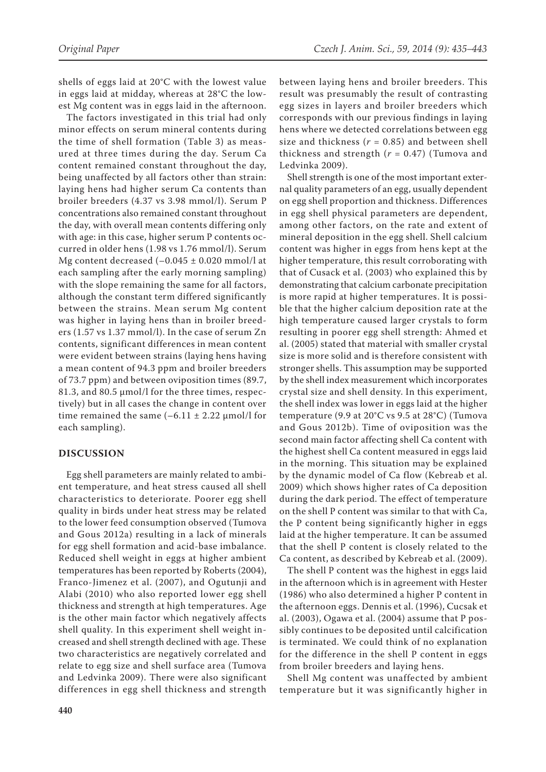shells of eggs laid at 20°C with the lowest value in eggs laid at midday, whereas at 28°C the lowest Mg content was in eggs laid in the afternoon.

The factors investigated in this trial had only minor effects on serum mineral contents during the time of shell formation (Table 3) as measured at three times during the day. Serum Ca content remained constant throughout the day, being unaffected by all factors other than strain: laying hens had higher serum Ca contents than broiler breeders (4.37 vs 3.98 mmol/l). Serum P concentrations also remained constant throughout the day, with overall mean contents differing only with age: in this case, higher serum P contents occurred in older hens (1.98 vs 1.76 mmol/l). Serum Mg content decreased (−0.045 ± 0.020 mmol/l at each sampling after the early morning sampling) with the slope remaining the same for all factors, although the constant term differed significantly between the strains. Mean serum Mg content was higher in laying hens than in broiler breeders (1.57 vs 1.37 mmol/l). In the case of serum Zn contents, significant differences in mean content were evident between strains (laying hens having a mean content of 94.3 ppm and broiler breeders of 73.7 ppm) and between oviposition times (89.7, 81.3, and 80.5 μmol/l for the three times, respectively) but in all cases the change in content over time remained the same (−6.11 ± 2.22 μmol/l for each sampling).

## DISCUSSION

Egg shell parameters are mainly related to ambient temperature, and heat stress caused all shell characteristics to deteriorate. Poorer egg shell quality in birds under heat stress may be related to the lower feed consumption observed (Tumova and Gous 2012a) resulting in a lack of minerals for egg shell formation and acid-base imbalance. Reduced shell weight in eggs at higher ambient temperatures has been reported by Roberts (2004), Franco-Jimenez et al. (2007), and Ogutunji and Alabi (2010) who also reported lower egg shell thickness and strength at high temperatures. Age is the other main factor which negatively affects shell quality. In this experiment shell weight increased and shell strength declined with age. These two characteristics are negatively correlated and relate to egg size and shell surface area (Tumova and Ledvinka 2009). There were also significant differences in egg shell thickness and strength between laying hens and broiler breeders. This result was presumably the result of contrasting egg sizes in layers and broiler breeders which corresponds with our previous findings in laying hens where we detected correlations between egg size and thickness ($r = 0.85$) and between shell thickness and strength ($r = 0.47$) (Tumova and Ledvinka 2009).

Shell strength is one of the most important external quality parameters of an egg, usually dependent on egg shell proportion and thickness. Differences in egg shell physical parameters are dependent, among other factors, on the rate and extent of mineral deposition in the egg shell. Shell calcium content was higher in eggs from hens kept at the higher temperature, this result corroborating with that of Cusack et al. (2003) who explained this by demonstrating that calcium carbonate precipitation is more rapid at higher temperatures. It is possible that the higher calcium deposition rate at the high temperature caused larger crystals to form resulting in poorer egg shell strength: Ahmed et al. (2005) stated that material with smaller crystal size is more solid and is therefore consistent with stronger shells. This assumption may be supported by the shell index measurement which incorporates crystal size and shell density. In this experiment, the shell index was lower in eggs laid at the higher temperature (9.9 at 20°C vs 9.5 at 28°C) (Tumova and Gous 2012b). Time of oviposition was the second main factor affecting shell Ca content with the highest shell Ca content measured in eggs laid in the morning. This situation may be explained by the dynamic model of Ca flow (Kebreab et al. 2009) which shows higher rates of Ca deposition during the dark period. The effect of temperature on the shell P content was similar to that with Ca, the P content being significantly higher in eggs laid at the higher temperature. It can be assumed that the shell P content is closely related to the Ca content, as described by Kebreab et al. (2009).

The shell P content was the highest in eggs laid in the afternoon which is in agreement with Hester (1986) who also determined a higher P content in the afternoon eggs. Dennis et al. (1996), Cucsak et al. (2003), Ogawa et al. (2004) assume that P possibly continues to be deposited until calcification is terminated. We could think of no explanation for the difference in the shell P content in eggs from broiler breeders and laying hens.

Shell Mg content was unaffected by ambient temperature but it was significantly higher in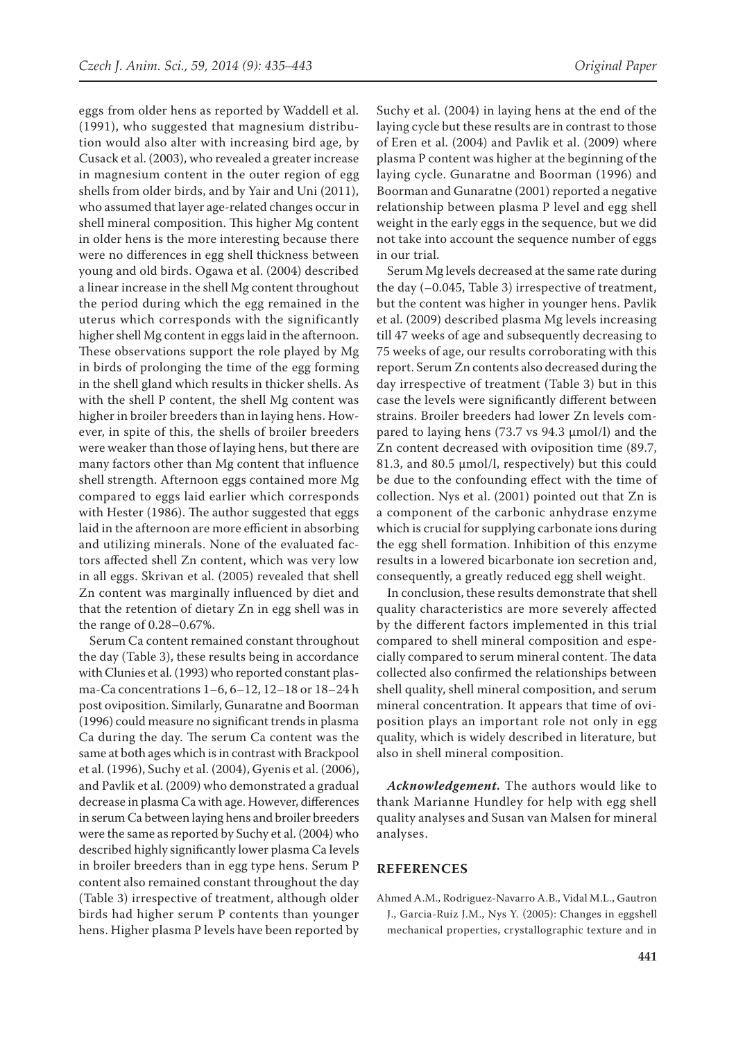eggs from older hens as reported by Waddell et al. (1991), who suggested that magnesium distribution would also alter with increasing bird age, by Cusack et al. (2003), who revealed a greater increase in magnesium content in the outer region of egg shells from older birds, and by Yair and Uni (2011), who assumed that layer age-related changes occur in shell mineral composition. This higher Mg content in older hens is the more interesting because there were no differences in egg shell thickness between young and old birds. Ogawa et al. (2004) described a linear increase in the shell Mg content throughout the period during which the egg remained in the uterus which corresponds with the significantly higher shell Mg content in eggs laid in the afternoon. These observations support the role played by Mg in birds of prolonging the time of the egg forming in the shell gland which results in thicker shells. As with the shell P content, the shell Mg content was higher in broiler breeders than in laying hens. However, in spite of this, the shells of broiler breeders were weaker than those of laying hens, but there are many factors other than Mg content that influence shell strength. Afternoon eggs contained more Mg compared to eggs laid earlier which corresponds with Hester (1986). The author suggested that eggs laid in the afternoon are more efficient in absorbing and utilizing minerals. None of the evaluated factors affected shell Zn content, which was very low in all eggs. Skrivan et al. (2005) revealed that shell Zn content was marginally influenced by diet and that the retention of dietary Zn in egg shell was in the range of 0.28–0.67%.

Serum Ca content remained constant throughout the day (Table 3), these results being in accordance with Clunies et al. (1993) who reported constant plasma-Ca concentrations 1–6, 6–12, 12–18 or 18–24 h post oviposition. Similarly, Gunaratne and Boorman (1996) could measure no significant trends in plasma Ca during the day. The serum Ca content was the same at both ages which is in contrast with Brackpool et al. (1996), Suchy et al. (2004), Gyenis et al. (2006), and Pavlik et al. (2009) who demonstrated a gradual decrease in plasma Ca with age. However, differences in serum Ca between laying hens and broiler breeders were the same as reported by Suchy et al. (2004) who described highly significantly lower plasma Ca levels in broiler breeders than in egg type hens. Serum P content also remained constant throughout the day (Table 3) irrespective of treatment, although older birds had higher serum P contents than younger hens. Higher plasma P levels have been reported by Suchy et al. (2004) in laying hens at the end of the laying cycle but these results are in contrast to those of Eren et al. (2004) and Pavlik et al. (2009) where plasma P content was higher at the beginning of the laying cycle. Gunaratne and Boorman (1996) and Boorman and Gunaratne (2001) reported a negative relationship between plasma P level and egg shell weight in the early eggs in the sequence, but we did not take into account the sequence number of eggs in our trial.

Serum Mg levels decreased at the same rate during the day (–0.045, Table 3) irrespective of treatment, but the content was higher in younger hens. Pavlik et al. (2009) described plasma Mg levels increasing till 47 weeks of age and subsequently decreasing to 75 weeks of age, our results corroborating with this report. Serum Zn contents also decreased during the day irrespective of treatment (Table 3) but in this case the levels were significantly different between strains. Broiler breeders had lower Zn levels compared to laying hens (73.7 vs 94.3 μmol/l) and the Zn content decreased with oviposition time (89.7, 81.3, and 80.5 μmol/l, respectively) but this could be due to the confounding effect with the time of collection. Nys et al. (2001) pointed out that Zn is a component of the carbonic anhydrase enzyme which is crucial for supplying carbonate ions during the egg shell formation. Inhibition of this enzyme results in a lowered bicarbonate ion secretion and, consequently, a greatly reduced egg shell weight.

In conclusion, these results demonstrate that shell quality characteristics are more severely affected by the different factors implemented in this trial compared to shell mineral composition and especially compared to serum mineral content. The data collected also confirmed the relationships between shell quality, shell mineral composition, and serum mineral concentration. It appears that time of oviposition plays an important role not only in egg quality, which is widely described in literature, but also in shell mineral composition.

***Acknowledgement.*** The authors would like to thank Marianne Hundley for help with egg shell quality analyses and Susan van Malsen for mineral analyses.

## REFERENCES

Ahmed A.M., Rodriguez-Navarro A.B., Vidal M.L., Gautron J., Garcia-Ruiz J.M., Nys Y. (2005): Changes in eggshell mechanical properties, crystallographic texture and in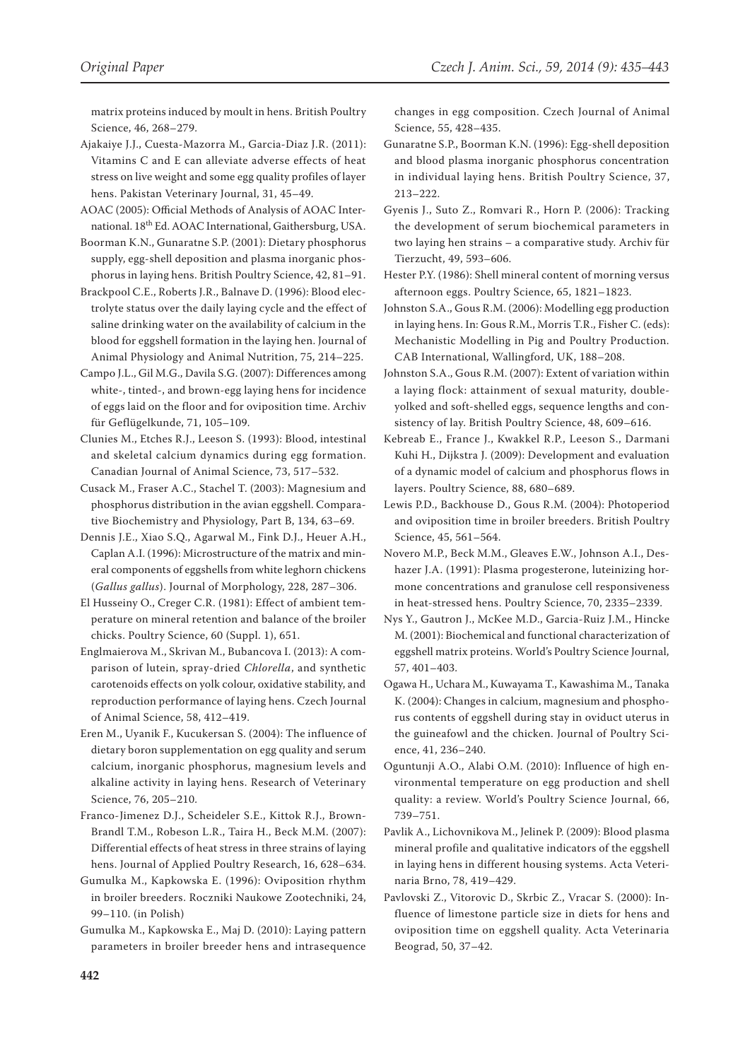matrix proteins induced by moult in hens. British Poultry Science, 46, 268–279.

Ajakaiye J.J., Cuesta-Mazorra M., Garcia-Diaz J.R. (2011): Vitamins C and E can alleviate adverse effects of heat stress on live weight and some egg quality profiles of layer hens. Pakistan Veterinary Journal, 31, 45–49.

AOAC (2005): Official Methods of Analysis of AOAC International. 18th Ed. AOAC International, Gaithersburg, USA.

Boorman K.N., Gunaratne S.P. (2001): Dietary phosphorus supply, egg-shell deposition and plasma inorganic phosphorus in laying hens. British Poultry Science, 42, 81–91.

Brackpool C.E., Roberts J.R., Balnave D. (1996): Blood electrolyte status over the daily laying cycle and the effect of saline drinking water on the availability of calcium in the blood for eggshell formation in the laying hen. Journal of Animal Physiology and Animal Nutrition, 75, 214–225.

Campo J.L., Gil M.G., Davila S.G. (2007): Differences among white-, tinted-, and brown-egg laying hens for incidence of eggs laid on the floor and for oviposition time. Archiv für Geflügelkunde, 71, 105–109.

Clunies M., Etches R.J., Leeson S. (1993): Blood, intestinal and skeletal calcium dynamics during egg formation. Canadian Journal of Animal Science, 73, 517–532.

Cusack M., Fraser A.C., Stachel T. (2003): Magnesium and phosphorus distribution in the avian eggshell. Comparative Biochemistry and Physiology, Part B, 134, 63–69.

Dennis J.E., Xiao S.Q., Agarwal M., Fink D.J., Heuer A.H., Caplan A.I. (1996): Microstructure of the matrix and mineral components of eggshells from white leghorn chickens (*Gallus gallus*). Journal of Morphology, 228, 287–306.

El Husseiny O., Creger C.R. (1981): Effect of ambient temperature on mineral retention and balance of the broiler chicks. Poultry Science, 60 (Suppl. 1), 651.

Englmaierova M., Skrivan M., Bubancova I. (2013): A comparison of lutein, spray-dried *Chlorella*, and synthetic carotenoids effects on yolk colour, oxidative stability, and reproduction performance of laying hens. Czech Journal of Animal Science, 58, 412–419.

Eren M., Uyanik F., Kucukersan S. (2004): The influence of dietary boron supplementation on egg quality and serum calcium, inorganic phosphorus, magnesium levels and alkaline activity in laying hens. Research of Veterinary Science, 76, 205–210.

Franco-Jimenez D.J., Scheideler S.E., Kittok R.J., Brown-Brandl T.M., Robeson L.R., Taira H., Beck M.M. (2007): Differential effects of heat stress in three strains of laying hens. Journal of Applied Poultry Research, 16, 628–634.

Gumulka M., Kapkowska E. (1996): Oviposition rhythm in broiler breeders. Roczniki Naukowe Zootechniki, 24, 99–110. (in Polish)

Gumulka M., Kapkowska E., Maj D. (2010): Laying pattern parameters in broiler breeder hens and intrasequence changes in egg composition. Czech Journal of Animal Science, 55, 428–435.

Gunaratne S.P., Boorman K.N. (1996): Egg-shell deposition and blood plasma inorganic phosphorus concentration in individual laying hens. British Poultry Science, 37, 213–222.

Gyenis J., Suto Z., Romvari R., Horn P. (2006): Tracking the development of serum biochemical parameters in two laying hen strains – a comparative study. Archiv für Tierzucht, 49, 593–606.

Hester P.Y. (1986): Shell mineral content of morning versus afternoon eggs. Poultry Science, 65, 1821–1823.

Johnston S.A., Gous R.M. (2006): Modelling egg production in laying hens. In: Gous R.M., Morris T.R., Fisher C. (eds): Mechanistic Modelling in Pig and Poultry Production. CAB International, Wallingford, UK, 188–208.

Johnston S.A., Gous R.M. (2007): Extent of variation within a laying flock: attainment of sexual maturity, double-yolked and soft-shelled eggs, sequence lengths and consistency of lay. British Poultry Science, 48, 609–616.

Kebreab E., France J., Kwakkel R.P., Leeson S., Darmani Kuhi H., Dijkstra J. (2009): Development and evaluation of a dynamic model of calcium and phosphorus flows in layers. Poultry Science, 88, 680–689.

Lewis P.D., Backhouse D., Gous R.M. (2004): Photoperiod and oviposition time in broiler breeders. British Poultry Science, 45, 561–564.

Novero M.P., Beck M.M., Gleaves E.W., Johnson A.I., Deshazer J.A. (1991): Plasma progesterone, luteinizing hormone concentrations and granulose cell responsiveness in heat-stressed hens. Poultry Science, 70, 2335–2339.

Nys Y., Gautron J., McKee M.D., Garcia-Ruiz J.M., Hincke M. (2001): Biochemical and functional characterization of eggshell matrix proteins. World's Poultry Science Journal, 57, 401–403.

Ogawa H., Uchara M., Kuwayama T., Kawashima M., Tanaka K. (2004): Changes in calcium, magnesium and phosphorus contents of eggshell during stay in oviduct uterus in the guineafowl and the chicken. Journal of Poultry Science, 41, 236–240.

Oguntunji A.O., Alabi O.M. (2010): Influence of high environmental temperature on egg production and shell quality: a review. World's Poultry Science Journal, 66, 739–751.

Pavlik A., Lichovnikova M., Jelinek P. (2009): Blood plasma mineral profile and qualitative indicators of the eggshell in laying hens in different housing systems. Acta Veterinaria Brno, 78, 419–429.

Pavlovski Z., Vitorovic D., Skrbic Z., Vracar S. (2000): Influence of limestone particle size in diets for hens and oviposition time on eggshell quality. Acta Veterinaria Beograd, 50, 37–42.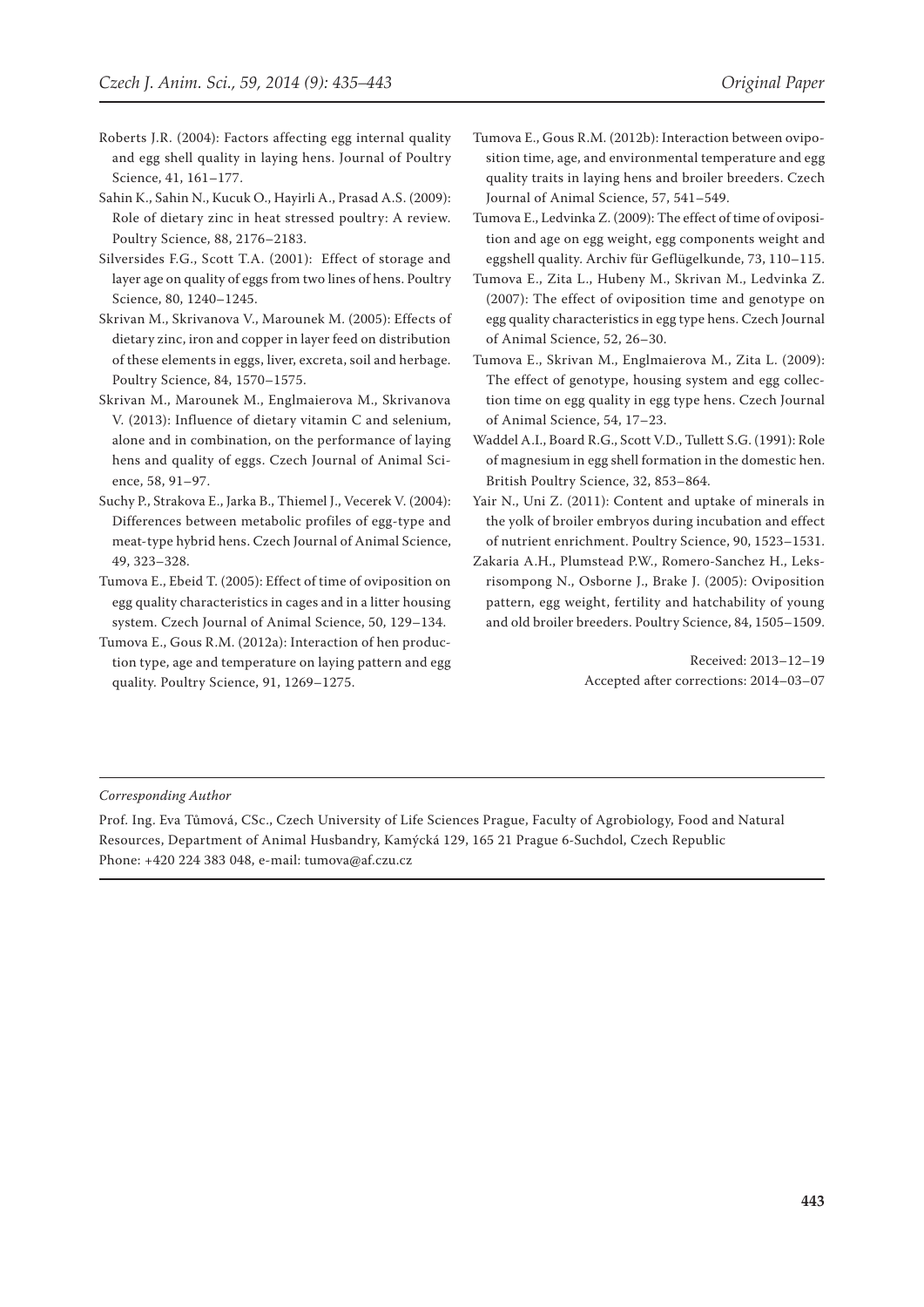Roberts J.R. (2004): Factors affecting egg internal quality and egg shell quality in laying hens. Journal of Poultry Science, 41, 161–177.

Sahin K., Sahin N., Kucuk O., Hayirli A., Prasad A.S. (2009): Role of dietary zinc in heat stressed poultry: A review. Poultry Science, 88, 2176–2183.

Silversides F.G., Scott T.A. (2001): Effect of storage and layer age on quality of eggs from two lines of hens. Poultry Science, 80, 1240–1245.

Skrivan M., Skrivanova V., Marounek M. (2005): Effects of dietary zinc, iron and copper in layer feed on distribution of these elements in eggs, liver, excreta, soil and herbage. Poultry Science, 84, 1570–1575.

Skrivan M., Marounek M., Englmaierova M., Skrivanova V. (2013): Influence of dietary vitamin C and selenium, alone and in combination, on the performance of laying hens and quality of eggs. Czech Journal of Animal Science, 58, 91–97.

Suchy P., Strakova E., Jarka B., Thiemel J., Vecerek V. (2004): Differences between metabolic profiles of egg-type and meat-type hybrid hens. Czech Journal of Animal Science, 49, 323–328.

Tumova E., Ebeid T. (2005): Effect of time of oviposition on egg quality characteristics in cages and in a litter housing system. Czech Journal of Animal Science, 50, 129–134.

Tumova E., Gous R.M. (2012a): Interaction of hen production type, age and temperature on laying pattern and egg quality. Poultry Science, 91, 1269–1275.

Tumova E., Gous R.M. (2012b): Interaction between oviposition time, age, and environmental temperature and egg quality traits in laying hens and broiler breeders. Czech Journal of Animal Science, 57, 541–549.

Tumova E., Ledvinka Z. (2009): The effect of time of oviposition and age on egg weight, egg components weight and eggshell quality. Archiv für Geflügelkunde, 73, 110–115.

Tumova E., Zita L., Hubeny M., Skrivan M., Ledvinka Z. (2007): The effect of oviposition time and genotype on egg quality characteristics in egg type hens. Czech Journal of Animal Science, 52, 26–30.

Tumova E., Skrivan M., Englmaierova M., Zita L. (2009): The effect of genotype, housing system and egg collection time on egg quality in egg type hens. Czech Journal of Animal Science, 54, 17–23.

Waddel A.I., Board R.G., Scott V.D., Tullett S.G. (1991): Role of magnesium in egg shell formation in the domestic hen. British Poultry Science, 32, 853–864.

Yair N., Uni Z. (2011): Content and uptake of minerals in the yolk of broiler embryos during incubation and effect of nutrient enrichment. Poultry Science, 90, 1523–1531.

Zakaria A.H., Plumstead P.W., Romero-Sanchez H., Leksrisompong N., Osborne J., Brake J. (2005): Oviposition pattern, egg weight, fertility and hatchability of young and old broiler breeders. Poultry Science, 84, 1505–1509.

Received: 2013–12–19
Accepted after corrections: 2014–03–07

*Corresponding Author*

Prof. Ing. Eva Tůmová, CSc., Czech University of Life Sciences Prague, Faculty of Agrobiology, Food and Natural Resources, Department of Animal Husbandry, Kamýcká 129, 165 21 Prague 6-Suchdol, Czech Republic
Phone: +420 224 383 048, e-mail: tumova@af.czu.cz